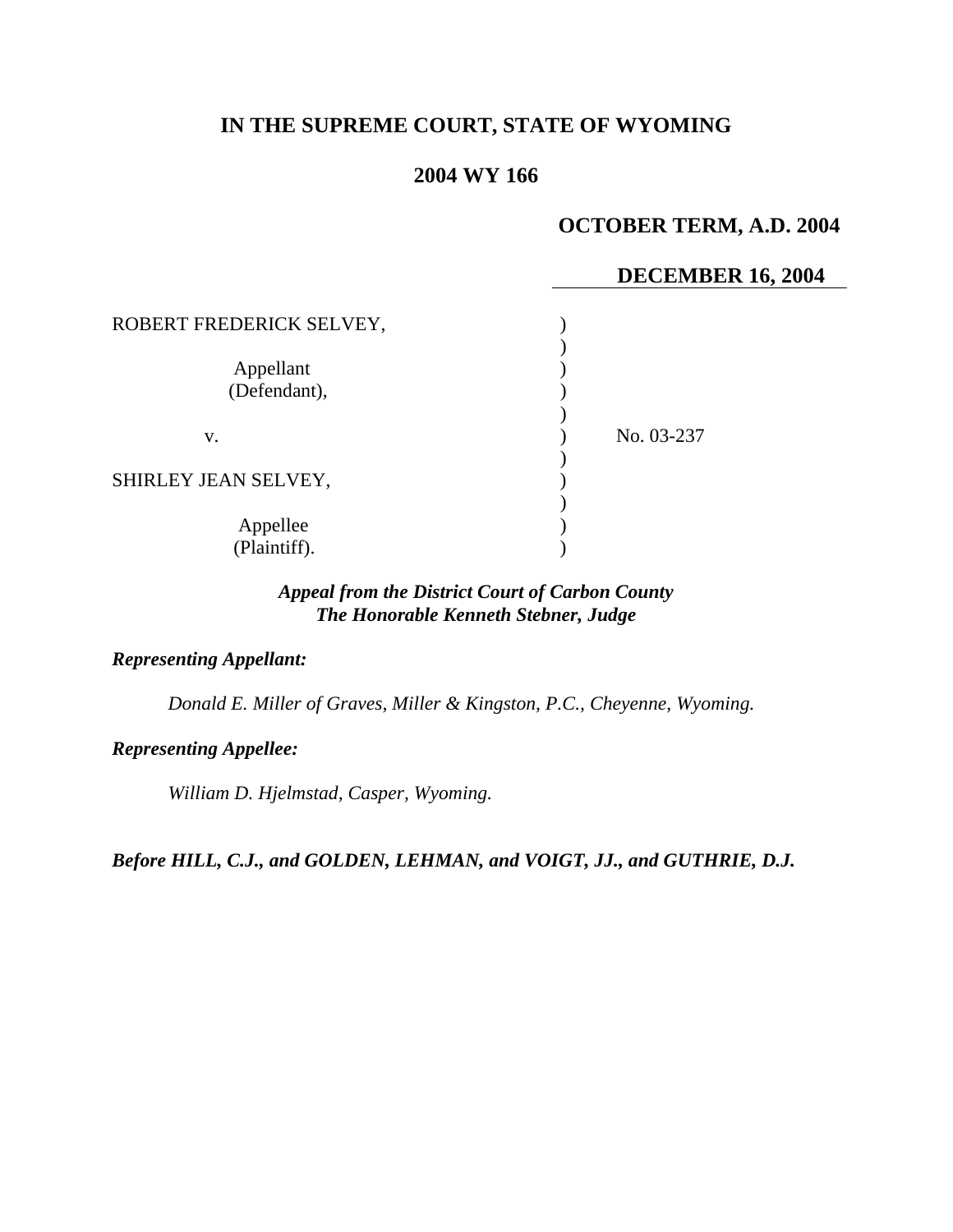**IN THE SUPREME COURT, STATE OF WYOMING**

**2004 WY 166**

**OCTOBER TERM, A.D. 2004**

**DECEMBER 16, 2004**

| | | |
|---|---|---|
| ROBERT FREDERICK SELVEY,<br><br>Appellant<br>(Defendant), | ) | |
| v. | ) | No. 03-237 |
| SHIRLEY JEAN SELVEY,<br><br>Appellee<br>(Plaintiff). | ) | |

***Appeal from the District Court of Carbon County***
***The Honorable Kenneth Stebner, Judge***

***Representing Appellant:***

*Donald E. Miller of Graves, Miller & Kingston, P.C., Cheyenne, Wyoming.*

***Representing Appellee:***

*William D. Hjelmstad, Casper, Wyoming.*

***Before HILL, C.J., and GOLDEN, LEHMAN, and VOIGT, JJ., and GUTHRIE, D.J.***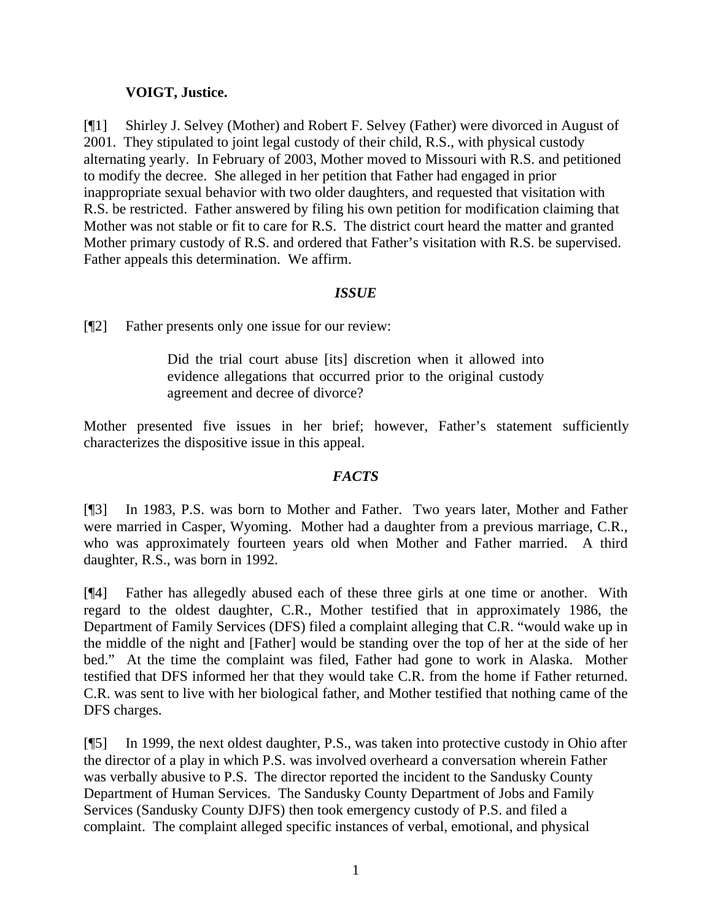**VOIGT, Justice.**

[¶1] Shirley J. Selvey (Mother) and Robert F. Selvey (Father) were divorced in August of 2001. They stipulated to joint legal custody of their child, R.S., with physical custody alternating yearly. In February of 2003, Mother moved to Missouri with R.S. and petitioned to modify the decree. She alleged in her petition that Father had engaged in prior inappropriate sexual behavior with two older daughters, and requested that visitation with R.S. be restricted. Father answered by filing his own petition for modification claiming that Mother was not stable or fit to care for R.S. The district court heard the matter and granted Mother primary custody of R.S. and ordered that Father's visitation with R.S. be supervised. Father appeals this determination. We affirm.

### *ISSUE*

[¶2] Father presents only one issue for our review:

> Did the trial court abuse [its] discretion when it allowed into evidence allegations that occurred prior to the original custody agreement and decree of divorce?

Mother presented five issues in her brief; however, Father's statement sufficiently characterizes the dispositive issue in this appeal.

### *FACTS*

[¶3] In 1983, P.S. was born to Mother and Father. Two years later, Mother and Father were married in Casper, Wyoming. Mother had a daughter from a previous marriage, C.R., who was approximately fourteen years old when Mother and Father married. A third daughter, R.S., was born in 1992.

[¶4] Father has allegedly abused each of these three girls at one time or another. With regard to the oldest daughter, C.R., Mother testified that in approximately 1986, the Department of Family Services (DFS) filed a complaint alleging that C.R. "would wake up in the middle of the night and [Father] would be standing over the top of her at the side of her bed." At the time the complaint was filed, Father had gone to work in Alaska. Mother testified that DFS informed her that they would take C.R. from the home if Father returned. C.R. was sent to live with her biological father, and Mother testified that nothing came of the DFS charges.

[¶5] In 1999, the next oldest daughter, P.S., was taken into protective custody in Ohio after the director of a play in which P.S. was involved overheard a conversation wherein Father was verbally abusive to P.S. The director reported the incident to the Sandusky County Department of Human Services. The Sandusky County Department of Jobs and Family Services (Sandusky County DJFS) then took emergency custody of P.S. and filed a complaint. The complaint alleged specific instances of verbal, emotional, and physical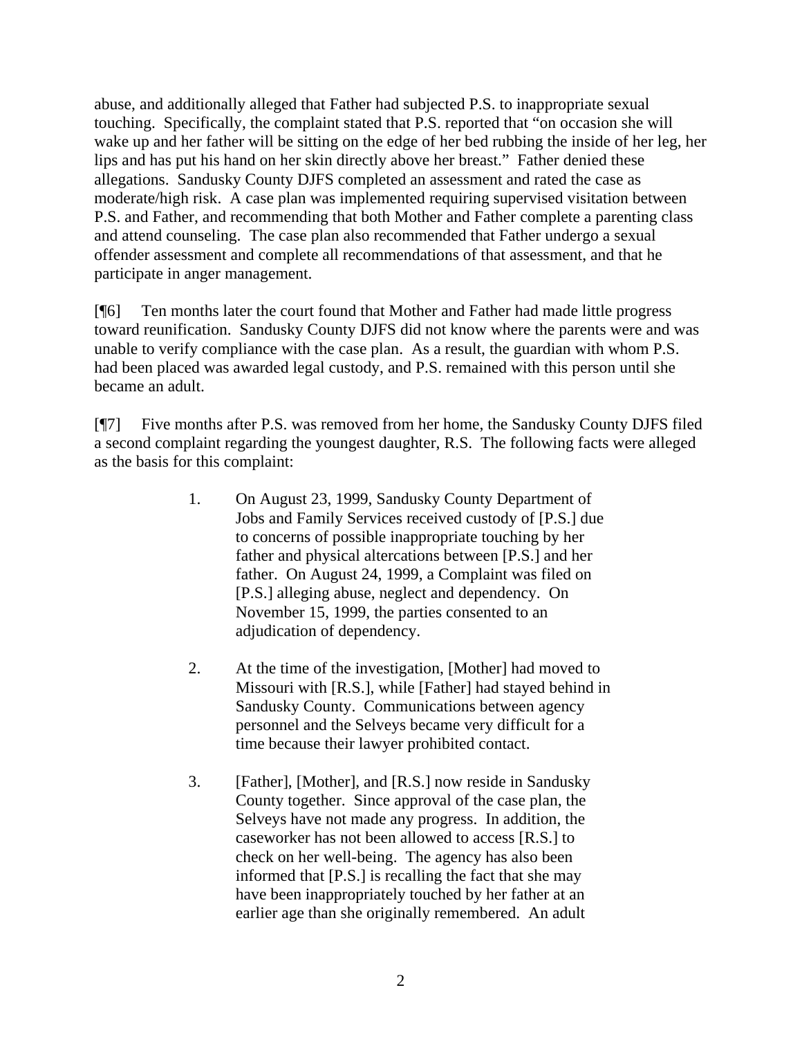abuse, and additionally alleged that Father had subjected P.S. to inappropriate sexual touching. Specifically, the complaint stated that P.S. reported that "on occasion she will wake up and her father will be sitting on the edge of her bed rubbing the inside of her leg, her lips and has put his hand on her skin directly above her breast." Father denied these allegations. Sandusky County DJFS completed an assessment and rated the case as moderate/high risk. A case plan was implemented requiring supervised visitation between P.S. and Father, and recommending that both Mother and Father complete a parenting class and attend counseling. The case plan also recommended that Father undergo a sexual offender assessment and complete all recommendations of that assessment, and that he participate in anger management.

[¶6] Ten months later the court found that Mother and Father had made little progress toward reunification. Sandusky County DJFS did not know where the parents were and was unable to verify compliance with the case plan. As a result, the guardian with whom P.S. had been placed was awarded legal custody, and P.S. remained with this person until she became an adult.

[¶7] Five months after P.S. was removed from her home, the Sandusky County DJFS filed a second complaint regarding the youngest daughter, R.S. The following facts were alleged as the basis for this complaint:

> 1. On August 23, 1999, Sandusky County Department of Jobs and Family Services received custody of [P.S.] due to concerns of possible inappropriate touching by her father and physical altercations between [P.S.] and her father. On August 24, 1999, a Complaint was filed on [P.S.] alleging abuse, neglect and dependency. On November 15, 1999, the parties consented to an adjudication of dependency.
>
> 2. At the time of the investigation, [Mother] had moved to Missouri with [R.S.], while [Father] had stayed behind in Sandusky County. Communications between agency personnel and the Selveys became very difficult for a time because their lawyer prohibited contact.
>
> 3. [Father], [Mother], and [R.S.] now reside in Sandusky County together. Since approval of the case plan, the Selveys have not made any progress. In addition, the caseworker has not been allowed to access [R.S.] to check on her well-being. The agency has also been informed that [P.S.] is recalling the fact that she may have been inappropriately touched by her father at an earlier age than she originally remembered. An adult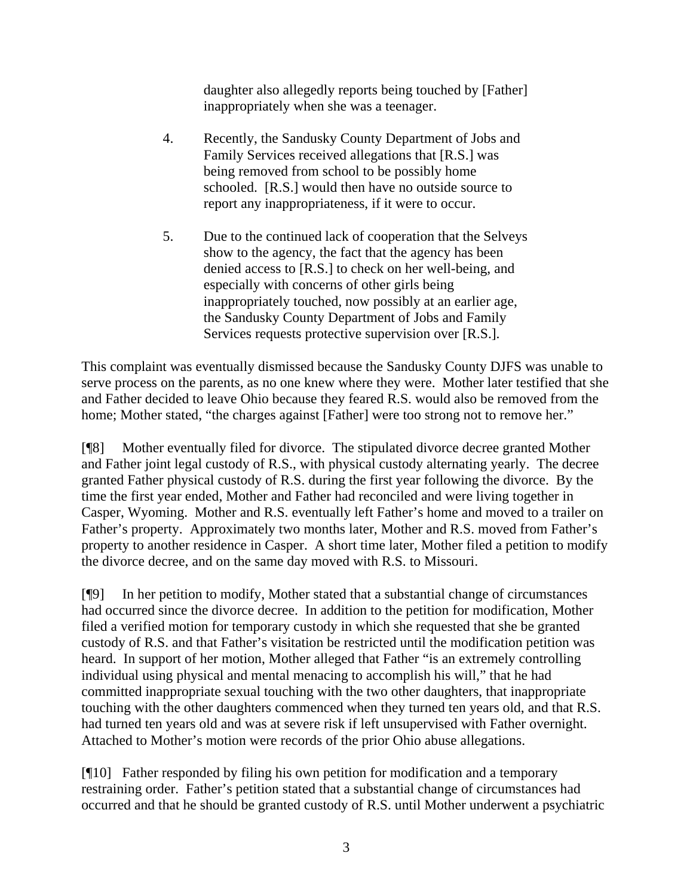> daughter also allegedly reports being touched by [Father] inappropriately when she was a teenager.
>
> 4. Recently, the Sandusky County Department of Jobs and Family Services received allegations that [R.S.] was being removed from school to be possibly home schooled. [R.S.] would then have no outside source to report any inappropriateness, if it were to occur.
>
> 5. Due to the continued lack of cooperation that the Selveys show to the agency, the fact that the agency has been denied access to [R.S.] to check on her well-being, and especially with concerns of other girls being inappropriately touched, now possibly at an earlier age, the Sandusky County Department of Jobs and Family Services requests protective supervision over [R.S.].

This complaint was eventually dismissed because the Sandusky County DJFS was unable to serve process on the parents, as no one knew where they were. Mother later testified that she and Father decided to leave Ohio because they feared R.S. would also be removed from the home; Mother stated, "the charges against [Father] were too strong not to remove her."

[¶8] Mother eventually filed for divorce. The stipulated divorce decree granted Mother and Father joint legal custody of R.S., with physical custody alternating yearly. The decree granted Father physical custody of R.S. during the first year following the divorce. By the time the first year ended, Mother and Father had reconciled and were living together in Casper, Wyoming. Mother and R.S. eventually left Father's home and moved to a trailer on Father's property. Approximately two months later, Mother and R.S. moved from Father's property to another residence in Casper. A short time later, Mother filed a petition to modify the divorce decree, and on the same day moved with R.S. to Missouri.

[¶9] In her petition to modify, Mother stated that a substantial change of circumstances had occurred since the divorce decree. In addition to the petition for modification, Mother filed a verified motion for temporary custody in which she requested that she be granted custody of R.S. and that Father's visitation be restricted until the modification petition was heard. In support of her motion, Mother alleged that Father "is an extremely controlling individual using physical and mental menacing to accomplish his will," that he had committed inappropriate sexual touching with the two other daughters, that inappropriate touching with the other daughters commenced when they turned ten years old, and that R.S. had turned ten years old and was at severe risk if left unsupervised with Father overnight. Attached to Mother's motion were records of the prior Ohio abuse allegations.

[¶10] Father responded by filing his own petition for modification and a temporary restraining order. Father's petition stated that a substantial change of circumstances had occurred and that he should be granted custody of R.S. until Mother underwent a psychiatric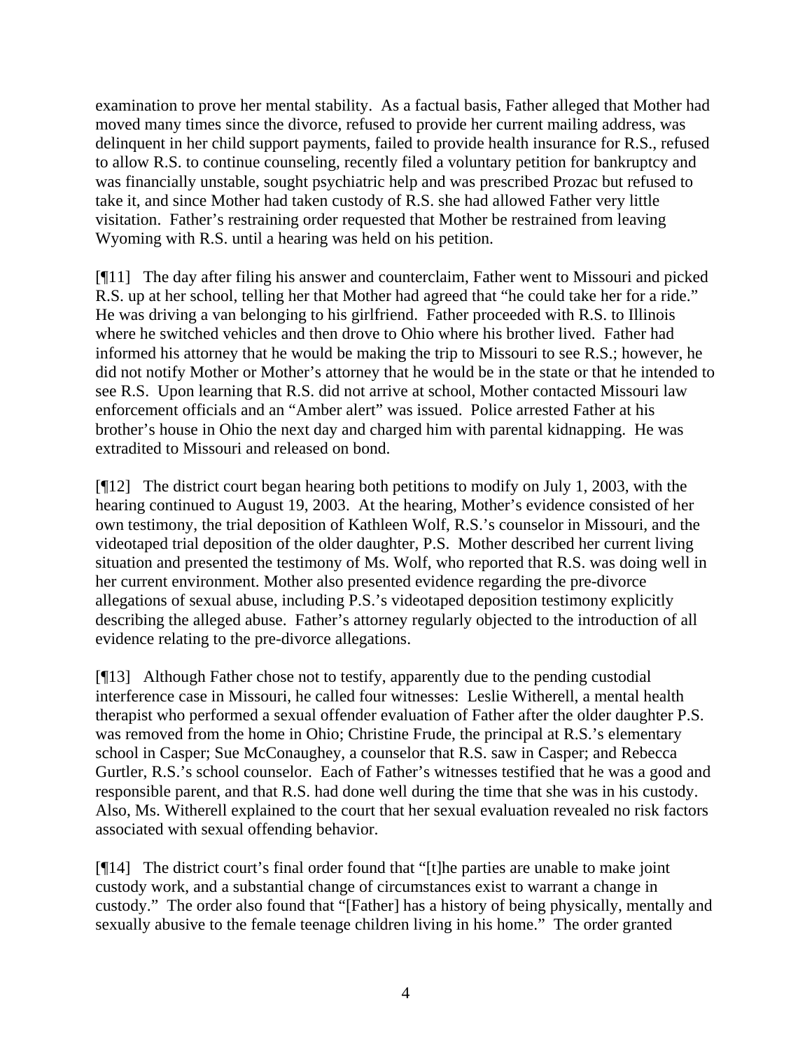examination to prove her mental stability. As a factual basis, Father alleged that Mother had moved many times since the divorce, refused to provide her current mailing address, was delinquent in her child support payments, failed to provide health insurance for R.S., refused to allow R.S. to continue counseling, recently filed a voluntary petition for bankruptcy and was financially unstable, sought psychiatric help and was prescribed Prozac but refused to take it, and since Mother had taken custody of R.S. she had allowed Father very little visitation. Father's restraining order requested that Mother be restrained from leaving Wyoming with R.S. until a hearing was held on his petition.

[¶11] The day after filing his answer and counterclaim, Father went to Missouri and picked R.S. up at her school, telling her that Mother had agreed that "he could take her for a ride." He was driving a van belonging to his girlfriend. Father proceeded with R.S. to Illinois where he switched vehicles and then drove to Ohio where his brother lived. Father had informed his attorney that he would be making the trip to Missouri to see R.S.; however, he did not notify Mother or Mother's attorney that he would be in the state or that he intended to see R.S. Upon learning that R.S. did not arrive at school, Mother contacted Missouri law enforcement officials and an "Amber alert" was issued. Police arrested Father at his brother's house in Ohio the next day and charged him with parental kidnapping. He was extradited to Missouri and released on bond.

[¶12] The district court began hearing both petitions to modify on July 1, 2003, with the hearing continued to August 19, 2003. At the hearing, Mother's evidence consisted of her own testimony, the trial deposition of Kathleen Wolf, R.S.'s counselor in Missouri, and the videotaped trial deposition of the older daughter, P.S. Mother described her current living situation and presented the testimony of Ms. Wolf, who reported that R.S. was doing well in her current environment. Mother also presented evidence regarding the pre-divorce allegations of sexual abuse, including P.S.'s videotaped deposition testimony explicitly describing the alleged abuse. Father's attorney regularly objected to the introduction of all evidence relating to the pre-divorce allegations.

[¶13] Although Father chose not to testify, apparently due to the pending custodial interference case in Missouri, he called four witnesses: Leslie Witherell, a mental health therapist who performed a sexual offender evaluation of Father after the older daughter P.S. was removed from the home in Ohio; Christine Frude, the principal at R.S.'s elementary school in Casper; Sue McConaughey, a counselor that R.S. saw in Casper; and Rebecca Gurtler, R.S.'s school counselor. Each of Father's witnesses testified that he was a good and responsible parent, and that R.S. had done well during the time that she was in his custody. Also, Ms. Witherell explained to the court that her sexual evaluation revealed no risk factors associated with sexual offending behavior.

[¶14] The district court's final order found that "[t]he parties are unable to make joint custody work, and a substantial change of circumstances exist to warrant a change in custody." The order also found that "[Father] has a history of being physically, mentally and sexually abusive to the female teenage children living in his home." The order granted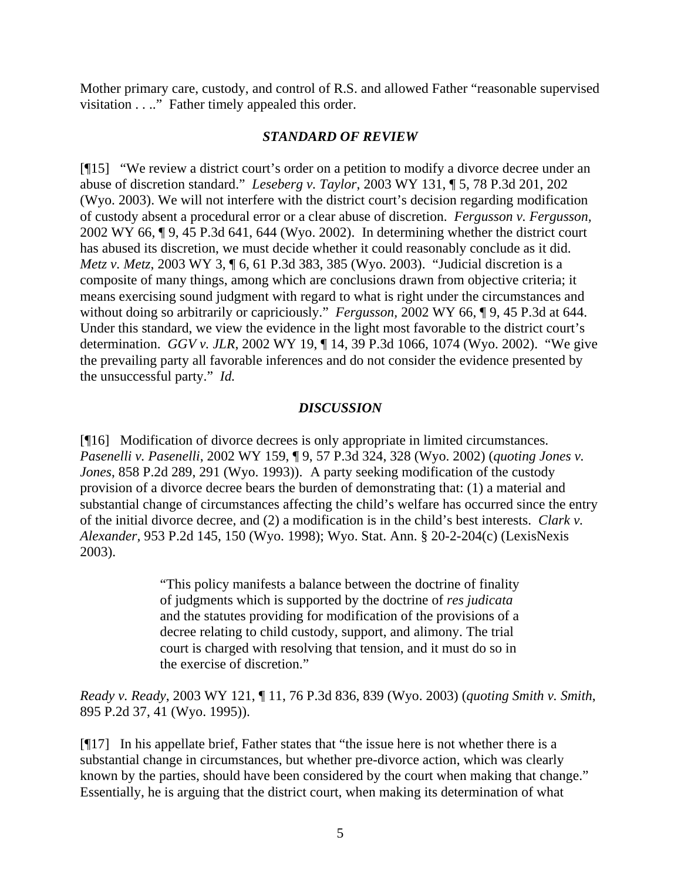Mother primary care, custody, and control of R.S. and allowed Father "reasonable supervised visitation . . .." Father timely appealed this order.

### *STANDARD OF REVIEW*

[¶15] "We review a district court's order on a petition to modify a divorce decree under an abuse of discretion standard." *Leseberg v. Taylor*, 2003 WY 131, ¶ 5, 78 P.3d 201, 202 (Wyo. 2003). We will not interfere with the district court's decision regarding modification of custody absent a procedural error or a clear abuse of discretion. *Fergusson v. Fergusson,* 2002 WY 66, ¶ 9, 45 P.3d 641, 644 (Wyo. 2002). In determining whether the district court has abused its discretion, we must decide whether it could reasonably conclude as it did. *Metz v. Metz*, 2003 WY 3, ¶ 6, 61 P.3d 383, 385 (Wyo. 2003). "Judicial discretion is a composite of many things, among which are conclusions drawn from objective criteria; it means exercising sound judgment with regard to what is right under the circumstances and without doing so arbitrarily or capriciously." *Fergusson,* 2002 WY 66, ¶ 9, 45 P.3d at 644. Under this standard, we view the evidence in the light most favorable to the district court's determination. *GGV v. JLR*, 2002 WY 19, ¶ 14, 39 P.3d 1066, 1074 (Wyo. 2002). "We give the prevailing party all favorable inferences and do not consider the evidence presented by the unsuccessful party." *Id.*

### *DISCUSSION*

[¶16] Modification of divorce decrees is only appropriate in limited circumstances. *Pasenelli v. Pasenelli*, 2002 WY 159, ¶ 9, 57 P.3d 324, 328 (Wyo. 2002) (*quoting Jones v. Jones*, 858 P.2d 289, 291 (Wyo. 1993)). A party seeking modification of the custody provision of a divorce decree bears the burden of demonstrating that: (1) a material and substantial change of circumstances affecting the child's welfare has occurred since the entry of the initial divorce decree, and (2) a modification is in the child's best interests. *Clark v. Alexander*, 953 P.2d 145, 150 (Wyo. 1998); Wyo. Stat. Ann. § 20-2-204(c) (LexisNexis 2003).

> "This policy manifests a balance between the doctrine of finality of judgments which is supported by the doctrine of *res judicata* and the statutes providing for modification of the provisions of a decree relating to child custody, support, and alimony. The trial court is charged with resolving that tension, and it must do so in the exercise of discretion."

*Ready v. Ready*, 2003 WY 121, ¶ 11, 76 P.3d 836, 839 (Wyo. 2003) (*quoting Smith v. Smith*, 895 P.2d 37, 41 (Wyo. 1995)).

[¶17] In his appellate brief, Father states that "the issue here is not whether there is a substantial change in circumstances, but whether pre-divorce action, which was clearly known by the parties, should have been considered by the court when making that change." Essentially, he is arguing that the district court, when making its determination of what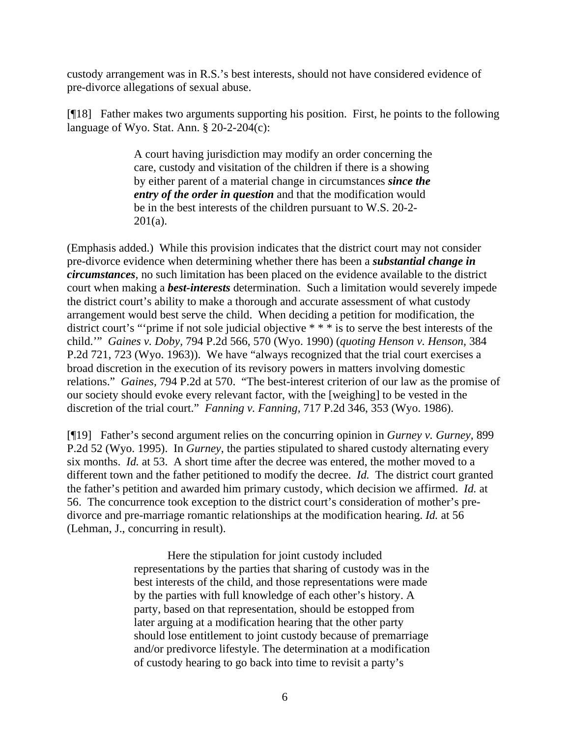custody arrangement was in R.S.'s best interests, should not have considered evidence of pre-divorce allegations of sexual abuse.

[¶18] Father makes two arguments supporting his position. First, he points to the following language of Wyo. Stat. Ann. § 20-2-204(c):

> A court having jurisdiction may modify an order concerning the care, custody and visitation of the children if there is a showing by either parent of a material change in circumstances ***since the entry of the order in question*** and that the modification would be in the best interests of the children pursuant to W.S. 20-2-201(a).

(Emphasis added.) While this provision indicates that the district court may not consider pre-divorce evidence when determining whether there has been a ***substantial change in circumstances***, no such limitation has been placed on the evidence available to the district court when making a ***best-interests*** determination. Such a limitation would severely impede the district court's ability to make a thorough and accurate assessment of what custody arrangement would best serve the child. When deciding a petition for modification, the district court's "'prime if not sole judicial objective * * * is to serve the best interests of the child.'" *Gaines v. Doby*, 794 P.2d 566, 570 (Wyo. 1990) (*quoting Henson v. Henson*, 384 P.2d 721, 723 (Wyo. 1963)). We have "always recognized that the trial court exercises a broad discretion in the execution of its revisory powers in matters involving domestic relations." *Gaines,* 794 P.2d at 570. "The best-interest criterion of our law as the promise of our society should evoke every relevant factor, with the [weighing] to be vested in the discretion of the trial court." *Fanning v. Fanning*, 717 P.2d 346, 353 (Wyo. 1986).

[¶19] Father's second argument relies on the concurring opinion in *Gurney v. Gurney*, 899 P.2d 52 (Wyo. 1995). In *Gurney*, the parties stipulated to shared custody alternating every six months. *Id.* at 53. A short time after the decree was entered, the mother moved to a different town and the father petitioned to modify the decree. *Id.* The district court granted the father's petition and awarded him primary custody, which decision we affirmed. *Id.* at 56. The concurrence took exception to the district court's consideration of mother's pre-divorce and pre-marriage romantic relationships at the modification hearing. *Id.* at 56 (Lehman, J., concurring in result).

> Here the stipulation for joint custody included representations by the parties that sharing of custody was in the best interests of the child, and those representations were made by the parties with full knowledge of each other's history. A party, based on that representation, should be estopped from later arguing at a modification hearing that the other party should lose entitlement to joint custody because of premarriage and/or predivorce lifestyle. The determination at a modification of custody hearing to go back into time to revisit a party's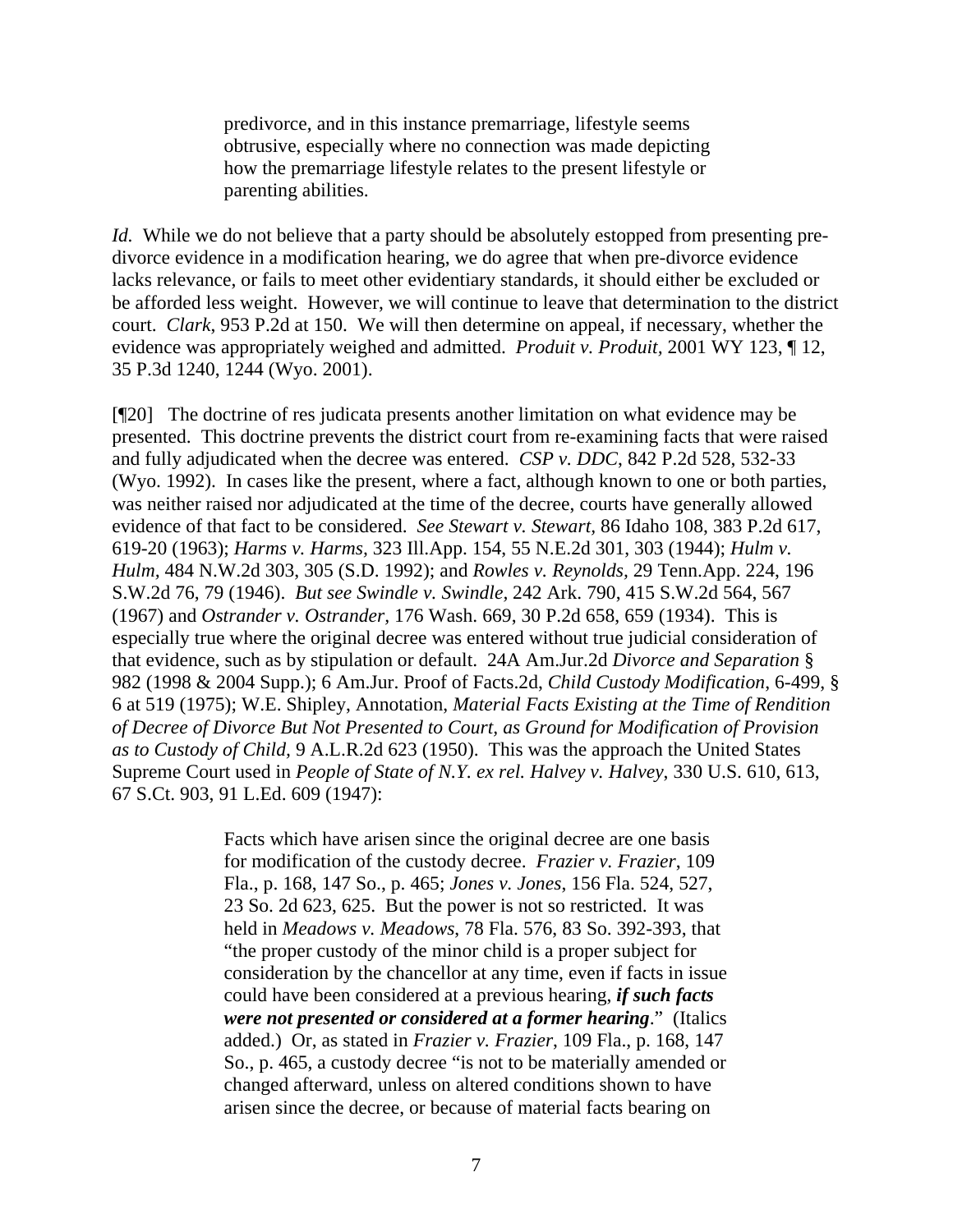> predivorce, and in this instance premarriage, lifestyle seems obtrusive, especially where no connection was made depicting how the premarriage lifestyle relates to the present lifestyle or parenting abilities.

*Id.* While we do not believe that a party should be absolutely estopped from presenting pre-divorce evidence in a modification hearing, we do agree that when pre-divorce evidence lacks relevance, or fails to meet other evidentiary standards, it should either be excluded or be afforded less weight. However, we will continue to leave that determination to the district court. *Clark*, 953 P.2d at 150. We will then determine on appeal, if necessary, whether the evidence was appropriately weighed and admitted. *Produit v. Produit,* 2001 WY 123, ¶ 12, 35 P.3d 1240, 1244 (Wyo. 2001).

[¶20] The doctrine of res judicata presents another limitation on what evidence may be presented. This doctrine prevents the district court from re-examining facts that were raised and fully adjudicated when the decree was entered. *CSP v. DDC*, 842 P.2d 528, 532-33 (Wyo. 1992). In cases like the present, where a fact, although known to one or both parties, was neither raised nor adjudicated at the time of the decree, courts have generally allowed evidence of that fact to be considered. *See Stewart v. Stewart*, 86 Idaho 108, 383 P.2d 617, 619-20 (1963); *Harms v. Harms,* 323 Ill.App. 154, 55 N.E.2d 301, 303 (1944); *Hulm v. Hulm,* 484 N.W.2d 303, 305 (S.D. 1992); and *Rowles v. Reynolds*, 29 Tenn.App. 224, 196 S.W.2d 76, 79 (1946). *But see Swindle v. Swindle,* 242 Ark. 790, 415 S.W.2d 564, 567 (1967) and *Ostrander v. Ostrander*, 176 Wash. 669, 30 P.2d 658, 659 (1934). This is especially true where the original decree was entered without true judicial consideration of that evidence, such as by stipulation or default. 24A Am.Jur.2d *Divorce and Separation* § 982 (1998 & 2004 Supp.); 6 Am.Jur. Proof of Facts.2d, *Child Custody Modification*, 6-499, § 6 at 519 (1975); W.E. Shipley, Annotation, *Material Facts Existing at the Time of Rendition of Decree of Divorce But Not Presented to Court, as Ground for Modification of Provision as to Custody of Child,* 9 A.L.R.2d 623 (1950). This was the approach the United States Supreme Court used in *People of State of N.Y. ex rel. Halvey v. Halvey*, 330 U.S. 610, 613, 67 S.Ct. 903, 91 L.Ed. 609 (1947):

> Facts which have arisen since the original decree are one basis for modification of the custody decree. *Frazier v. Frazier*, 109 Fla., p. 168, 147 So., p. 465; *Jones v. Jones*, 156 Fla. 524, 527, 23 So. 2d 623, 625. But the power is not so restricted. It was held in *Meadows v. Meadows*, 78 Fla. 576, 83 So. 392-393, that "the proper custody of the minor child is a proper subject for consideration by the chancellor at any time, even if facts in issue could have been considered at a previous hearing, ***if such facts were not presented or considered at a former hearing***." (Italics added.) Or, as stated in *Frazier v. Frazier*, 109 Fla., p. 168, 147 So., p. 465, a custody decree "is not to be materially amended or changed afterward, unless on altered conditions shown to have arisen since the decree, or because of material facts bearing on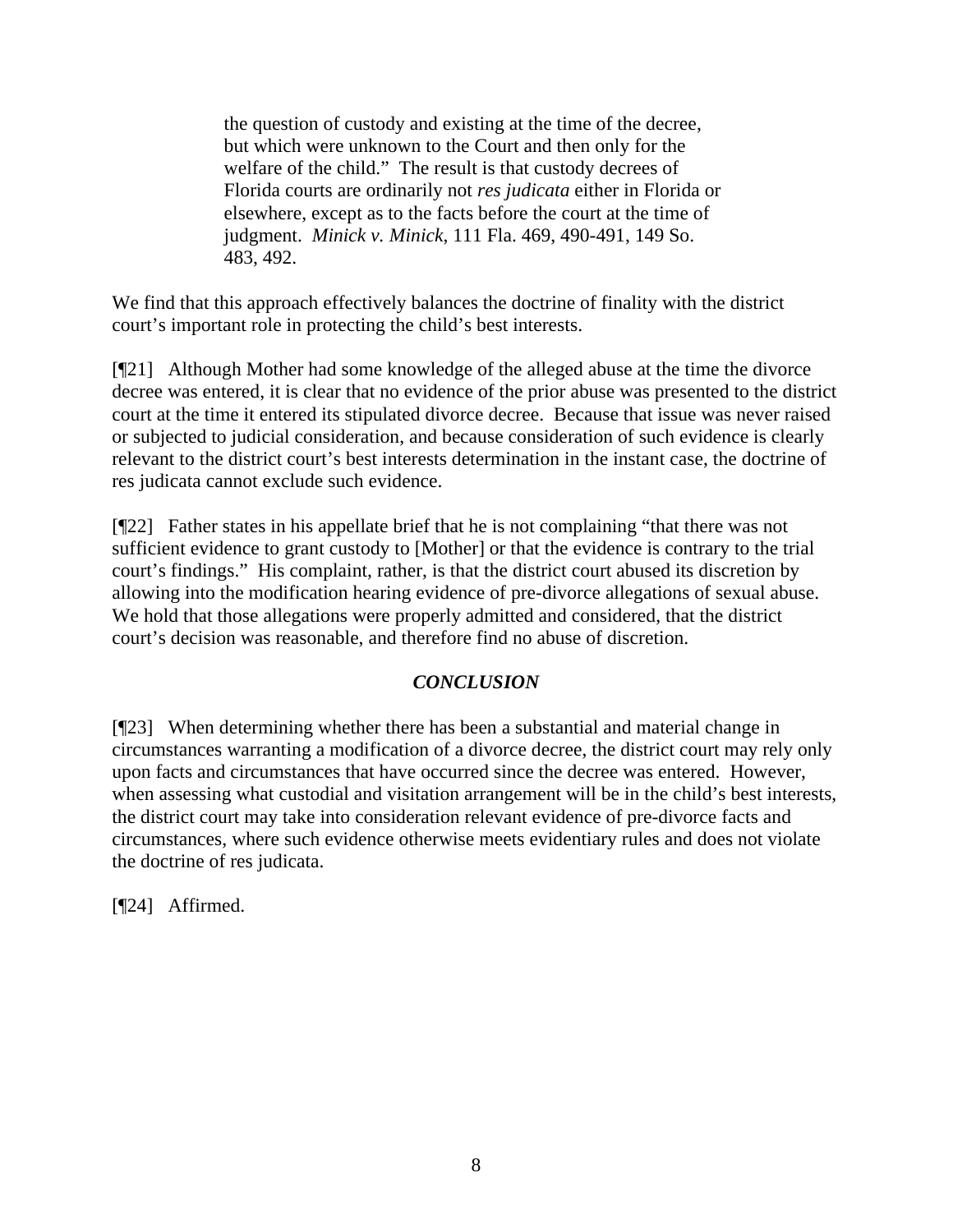> the question of custody and existing at the time of the decree, but which were unknown to the Court and then only for the welfare of the child." The result is that custody decrees of Florida courts are ordinarily not *res judicata* either in Florida or elsewhere, except as to the facts before the court at the time of judgment. *Minick v. Minick*, 111 Fla. 469, 490-491, 149 So. 483, 492.

We find that this approach effectively balances the doctrine of finality with the district court's important role in protecting the child's best interests.

[¶21] Although Mother had some knowledge of the alleged abuse at the time the divorce decree was entered, it is clear that no evidence of the prior abuse was presented to the district court at the time it entered its stipulated divorce decree. Because that issue was never raised or subjected to judicial consideration, and because consideration of such evidence is clearly relevant to the district court's best interests determination in the instant case, the doctrine of res judicata cannot exclude such evidence.

[¶22] Father states in his appellate brief that he is not complaining "that there was not sufficient evidence to grant custody to [Mother] or that the evidence is contrary to the trial court's findings." His complaint, rather, is that the district court abused its discretion by allowing into the modification hearing evidence of pre-divorce allegations of sexual abuse. We hold that those allegations were properly admitted and considered, that the district court's decision was reasonable, and therefore find no abuse of discretion.

## *CONCLUSION*

[¶23] When determining whether there has been a substantial and material change in circumstances warranting a modification of a divorce decree, the district court may rely only upon facts and circumstances that have occurred since the decree was entered. However, when assessing what custodial and visitation arrangement will be in the child's best interests, the district court may take into consideration relevant evidence of pre-divorce facts and circumstances, where such evidence otherwise meets evidentiary rules and does not violate the doctrine of res judicata.

[¶24] Affirmed.